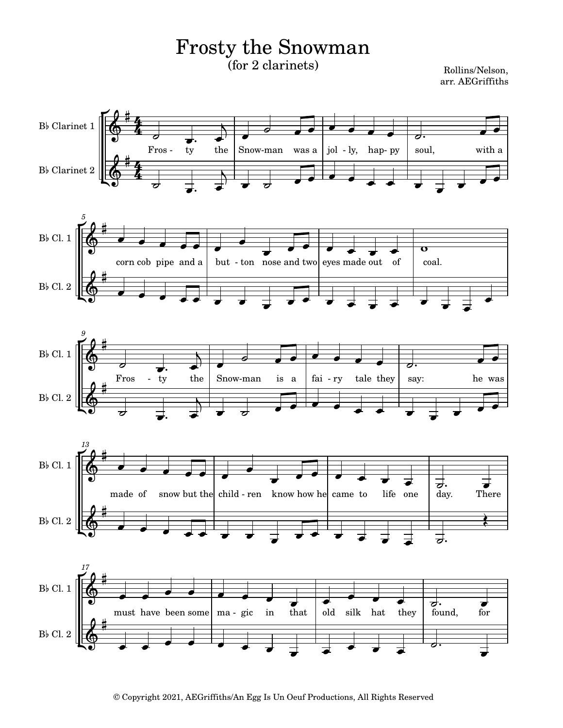# Frosty the Snowman

(for 2 clarinets)

Rollins/Nelson,
arr. AEGriffiths

© Copyright 2021, AEGriffiths/An Egg Is Un Oeuf Productions, All Rights Reserved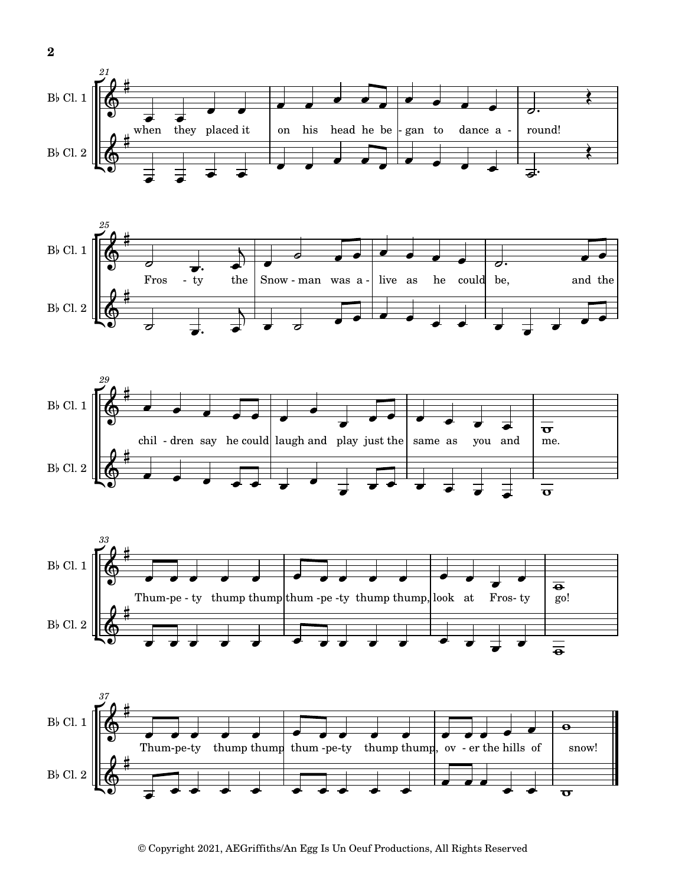Bb Cl. 1

Bb Cl. 2

when they placed it on his head he be - gan to dance a - round!

Fros - ty the Snow - man was a - live as he could be, and the

chil - dren say he could laugh and play just the same as you and me.

Thum-pe - ty thump thump thum -pe -ty thump thump, look at Fros- ty go!

Thum-pe-ty thump thump thum -pe-ty thump thump, ov - er the hills of snow!

© Copyright 2021, AEGriffiths/An Egg Is Un Oeuf Productions, All Rights Reserved